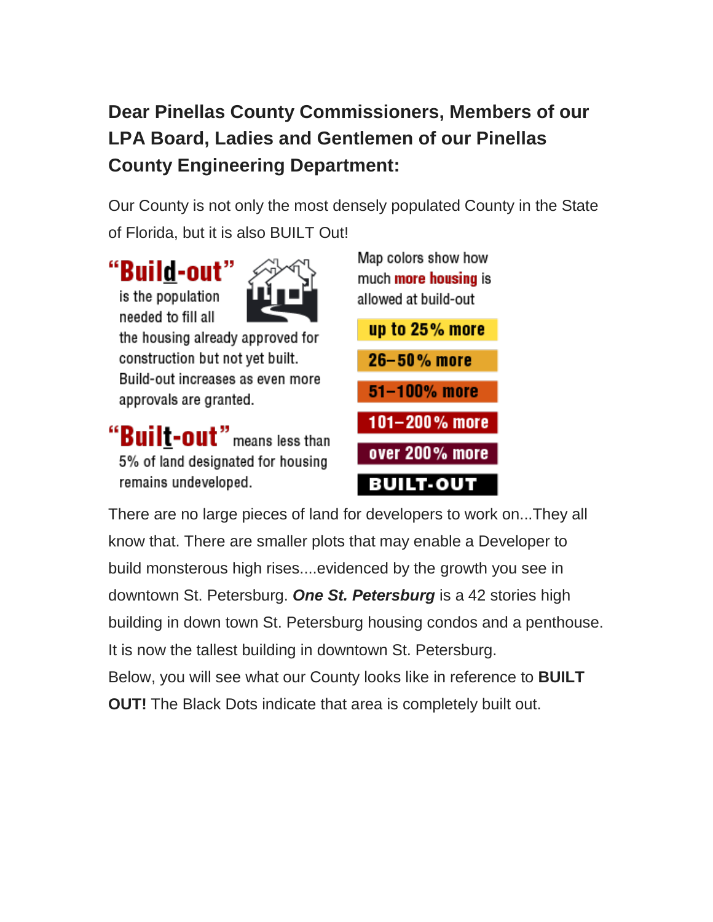**Dear Pinellas County Commissioners, Members of our LPA Board, Ladies and Gentlemen of our Pinellas County Engineering Department:**

Our County is not only the most densely populated County in the State of Florida, but it is also BUILT Out!

**"Build-out"** is the population needed to fill all the housing already approved for construction but not yet built. Build-out increases as even more approvals are granted.

**"Built-out"** means less than 5% of land designated for housing remains undeveloped.

Map colors show how much **more housing** is allowed at build-out

- up to 25% more
- 26–50% more
- 51–100% more
- 101–200% more
- over 200% more
- BUILT-OUT

There are no large pieces of land for developers to work on...They all know that. There are smaller plots that may enable a Developer to build monsterous high rises....evidenced by the growth you see in downtown St. Petersburg. ***One St. Petersburg*** is a 42 stories high building in down town St. Petersburg housing condos and a penthouse. It is now the tallest building in downtown St. Petersburg.

Below, you will see what our County looks like in reference to **BUILT OUT!** The Black Dots indicate that area is completely built out.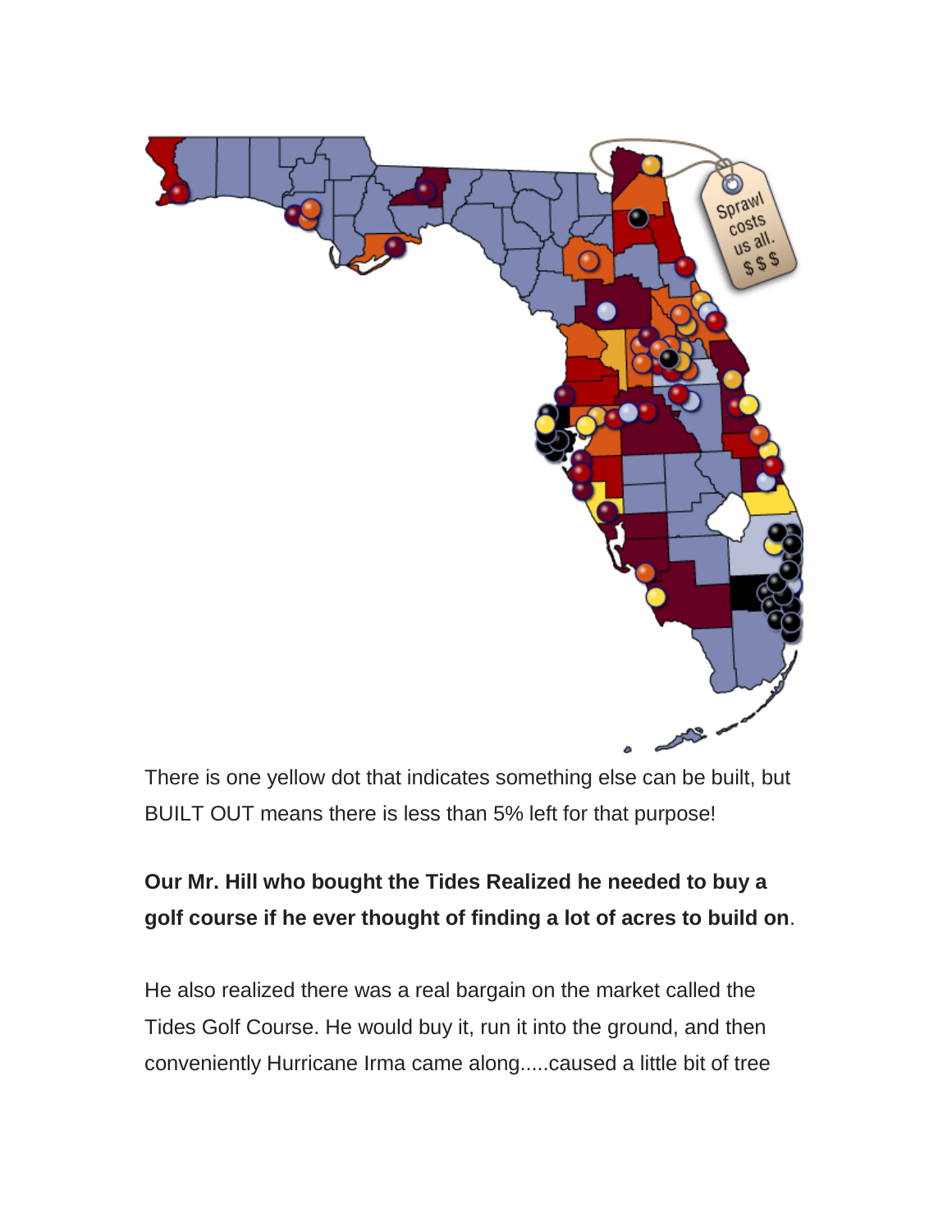There is one yellow dot that indicates something else can be built, but BUILT OUT means there is less than 5% left for that purpose!

**Our Mr. Hill who bought the Tides Realized he needed to buy a golf course if he ever thought of finding a lot of acres to build on**.

He also realized there was a real bargain on the market called the Tides Golf Course. He would buy it, run it into the ground, and then conveniently Hurricane Irma came along.....caused a little bit of tree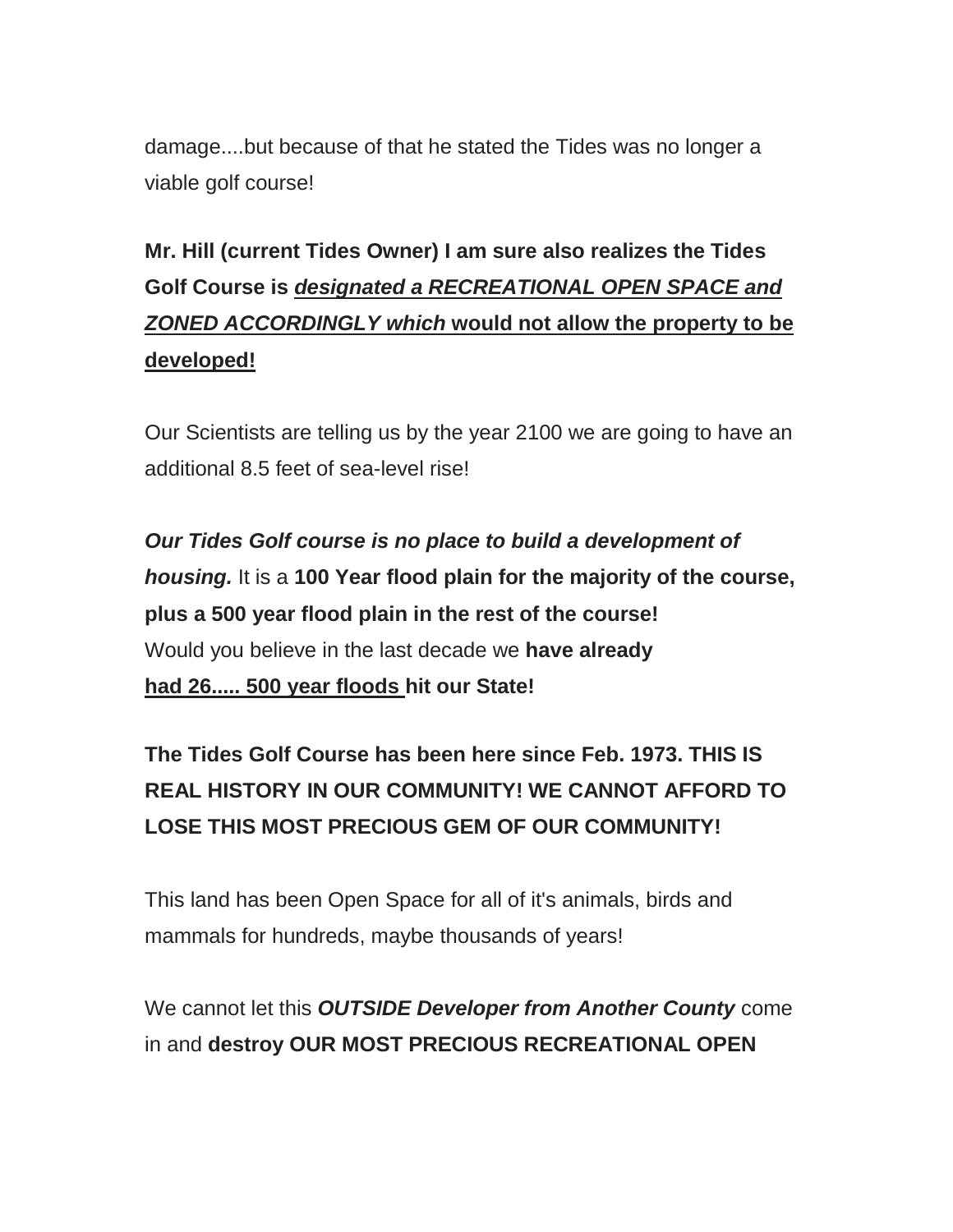damage....but because of that he stated the Tides was no longer a viable golf course!

**Mr. Hill (current Tides Owner) I am sure also realizes the Tides Golf Course is <u>*designated a RECREATIONAL OPEN SPACE and ZONED ACCORDINGLY which* would not allow the property to be developed!</u>**

Our Scientists are telling us by the year 2100 we are going to have an additional 8.5 feet of sea-level rise!

***Our Tides Golf course is no place to build a development of housing.*** It is a **100 Year flood plain for the majority of the course, plus a 500 year flood plain in the rest of the course!**
Would you believe in the last decade we **have already <u>had 26..... 500 year floods</u> hit our State!**

**The Tides Golf Course has been here since Feb. 1973. THIS IS REAL HISTORY IN OUR COMMUNITY! WE CANNOT AFFORD TO LOSE THIS MOST PRECIOUS GEM OF OUR COMMUNITY!**

This land has been Open Space for all of it's animals, birds and mammals for hundreds, maybe thousands of years!

We cannot let this ***OUTSIDE Developer from Another County*** come in and **destroy OUR MOST PRECIOUS RECREATIONAL OPEN**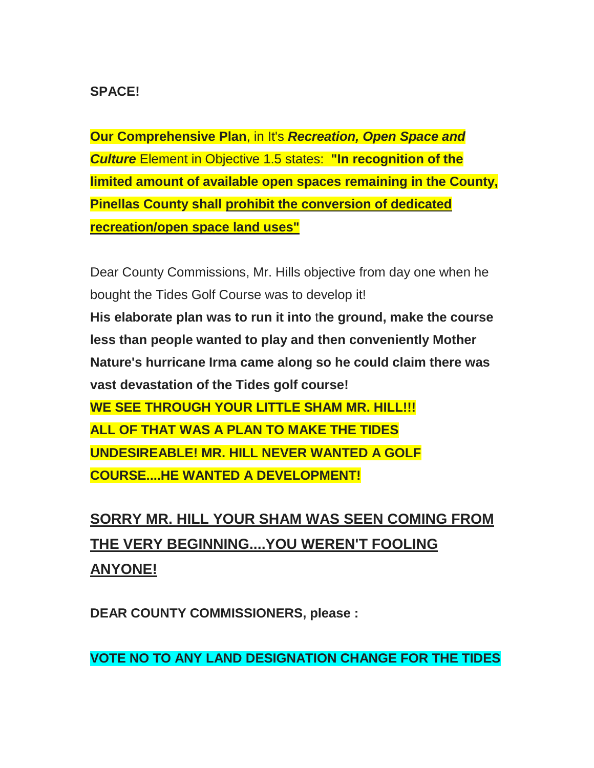**SPACE!**

**Our Comprehensive Plan**, in It's ***Recreation, Open Space and Culture*** Element in Objective 1.5 states: **"In recognition of the limited amount of available open spaces remaining in the County, Pinellas County shall <u>prohibit the conversion of dedicated recreation/open space land uses"</u>**

Dear County Commissions, Mr. Hills objective from day one when he bought the Tides Golf Course was to develop it!

**His elaborate plan was to run it into the ground, make the course less than people wanted to play and then conveniently Mother Nature's hurricane Irma came along so he could claim there was vast devastation of the Tides golf course!**

**WE SEE THROUGH YOUR LITTLE SHAM MR. HILL!!!**

**ALL OF THAT WAS A PLAN TO MAKE THE TIDES UNDESIREABLE! MR. HILL NEVER WANTED A GOLF COURSE....HE WANTED A DEVELOPMENT!**

**<u>SORRY MR. HILL YOUR SHAM WAS SEEN COMING FROM THE VERY BEGINNING....YOU WEREN'T FOOLING ANYONE!</u>**

**DEAR COUNTY COMMISSIONERS, please :**

**VOTE NO TO ANY LAND DESIGNATION CHANGE FOR THE TIDES**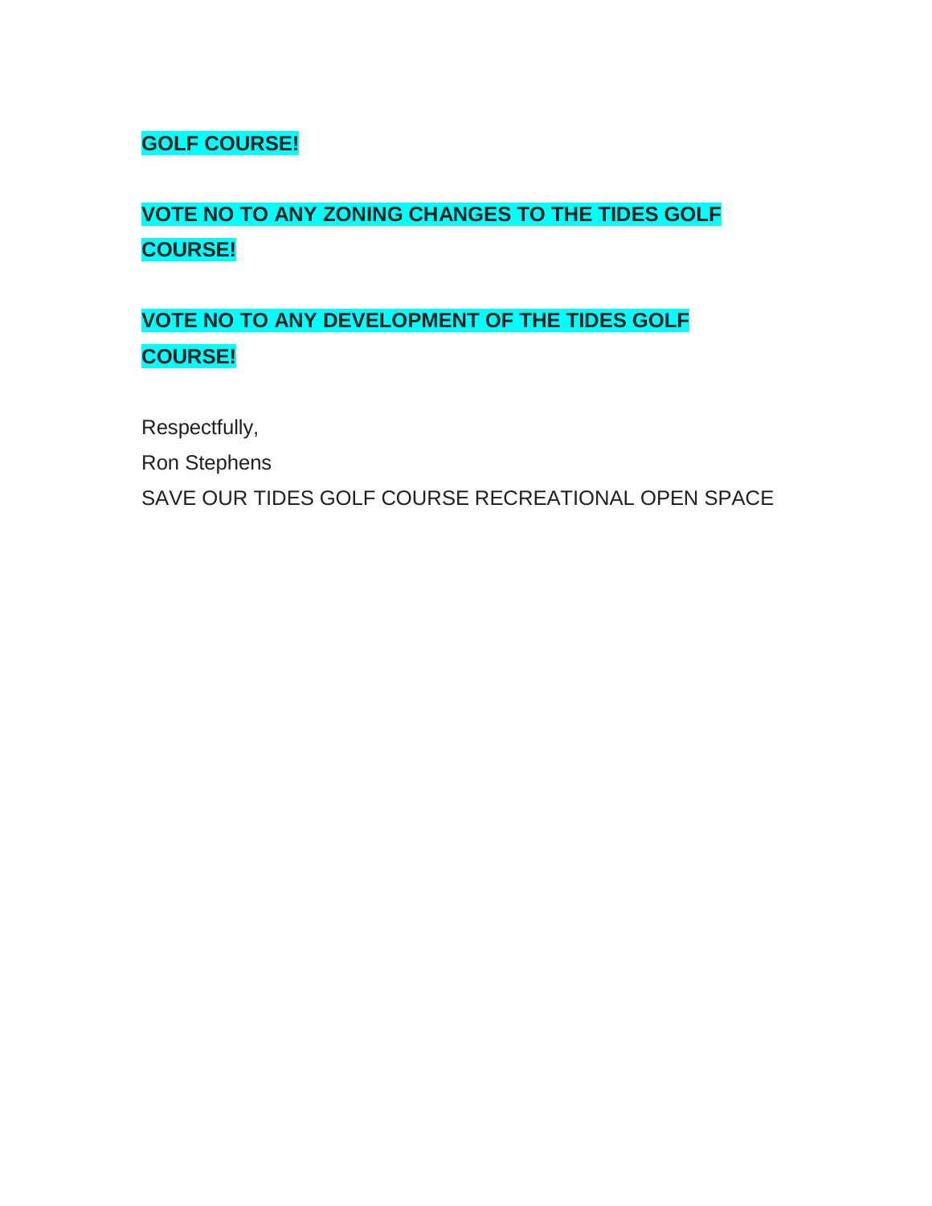**GOLF COURSE!**

**VOTE NO TO ANY ZONING CHANGES TO THE TIDES GOLF COURSE!**

**VOTE NO TO ANY DEVELOPMENT OF THE TIDES GOLF COURSE!**

Respectfully,

Ron Stephens

SAVE OUR TIDES GOLF COURSE RECREATIONAL OPEN SPACE